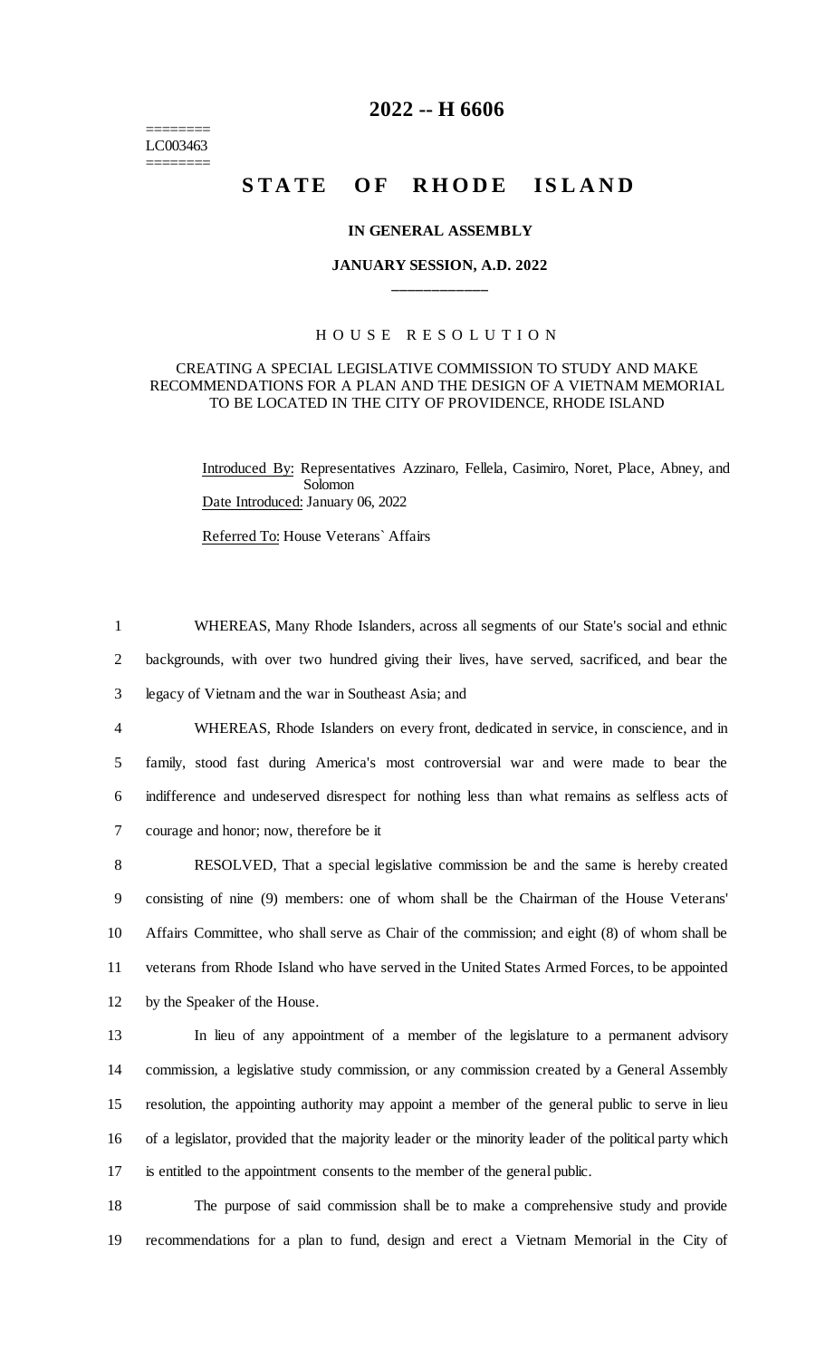# 2022 -- H 6606

========
LC003463
========

# STATE OF RHODE ISLAND

**IN GENERAL ASSEMBLY**

**JANUARY SESSION, A.D. 2022**

____________

## HOUSE RESOLUTION

CREATING A SPECIAL LEGISLATIVE COMMISSION TO STUDY AND MAKE RECOMMENDATIONS FOR A PLAN AND THE DESIGN OF A VIETNAM MEMORIAL TO BE LOCATED IN THE CITY OF PROVIDENCE, RHODE ISLAND

Introduced By: Representatives Azzinaro, Fellela, Casimiro, Noret, Place, Abney, and Solomon
Date Introduced: January 06, 2022

Referred To: House Veterans` Affairs

1 WHEREAS, Many Rhode Islanders, across all segments of our State's social and ethnic
2 backgrounds, with over two hundred giving their lives, have served, sacrificed, and bear the
3 legacy of Vietnam and the war in Southeast Asia; and
4 WHEREAS, Rhode Islanders on every front, dedicated in service, in conscience, and in
5 family, stood fast during America's most controversial war and were made to bear the
6 indifference and undeserved disrespect for nothing less than what remains as selfless acts of
7 courage and honor; now, therefore be it
8 RESOLVED, That a special legislative commission be and the same is hereby created
9 consisting of nine (9) members: one of whom shall be the Chairman of the House Veterans'
10 Affairs Committee, who shall serve as Chair of the commission; and eight (8) of whom shall be
11 veterans from Rhode Island who have served in the United States Armed Forces, to be appointed
12 by the Speaker of the House.
13 In lieu of any appointment of a member of the legislature to a permanent advisory
14 commission, a legislative study commission, or any commission created by a General Assembly
15 resolution, the appointing authority may appoint a member of the general public to serve in lieu
16 of a legislator, provided that the majority leader or the minority leader of the political party which
17 is entitled to the appointment consents to the member of the general public.
18 The purpose of said commission shall be to make a comprehensive study and provide
19 recommendations for a plan to fund, design and erect a Vietnam Memorial in the City of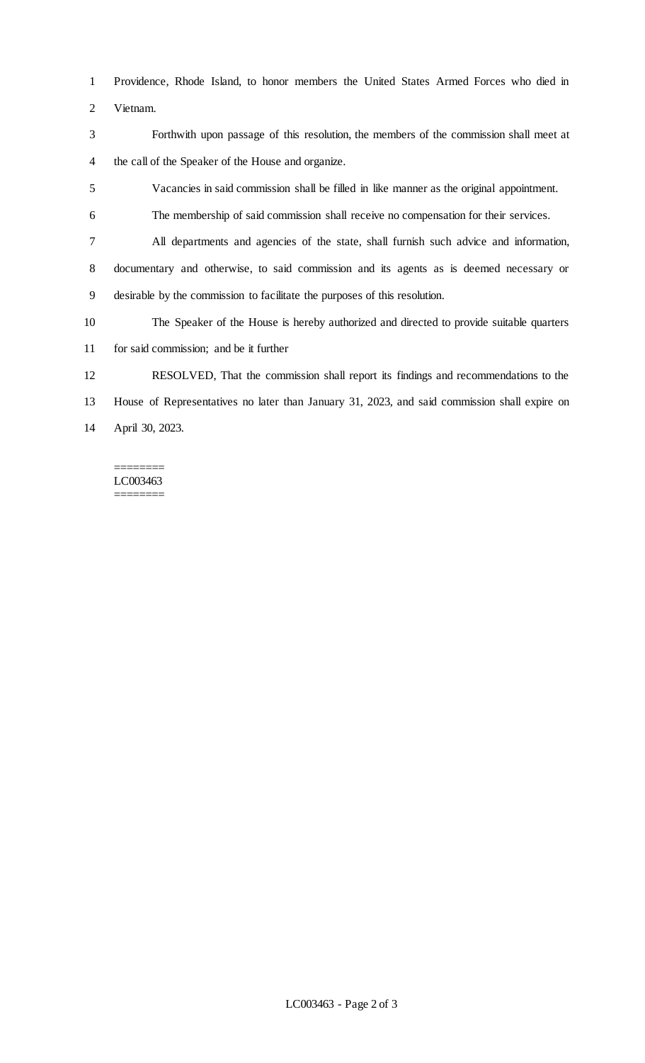Providence, Rhode Island, to honor members the United States Armed Forces who died in Vietnam.

Forthwith upon passage of this resolution, the members of the commission shall meet at the call of the Speaker of the House and organize.

Vacancies in said commission shall be filled in like manner as the original appointment.

The membership of said commission shall receive no compensation for their services.

All departments and agencies of the state, shall furnish such advice and information, documentary and otherwise, to said commission and its agents as is deemed necessary or desirable by the commission to facilitate the purposes of this resolution.

The Speaker of the House is hereby authorized and directed to provide suitable quarters for said commission; and be it further

RESOLVED, That the commission shall report its findings and recommendations to the House of Representatives no later than January 31, 2023, and said commission shall expire on April 30, 2023.

========
LC003463
========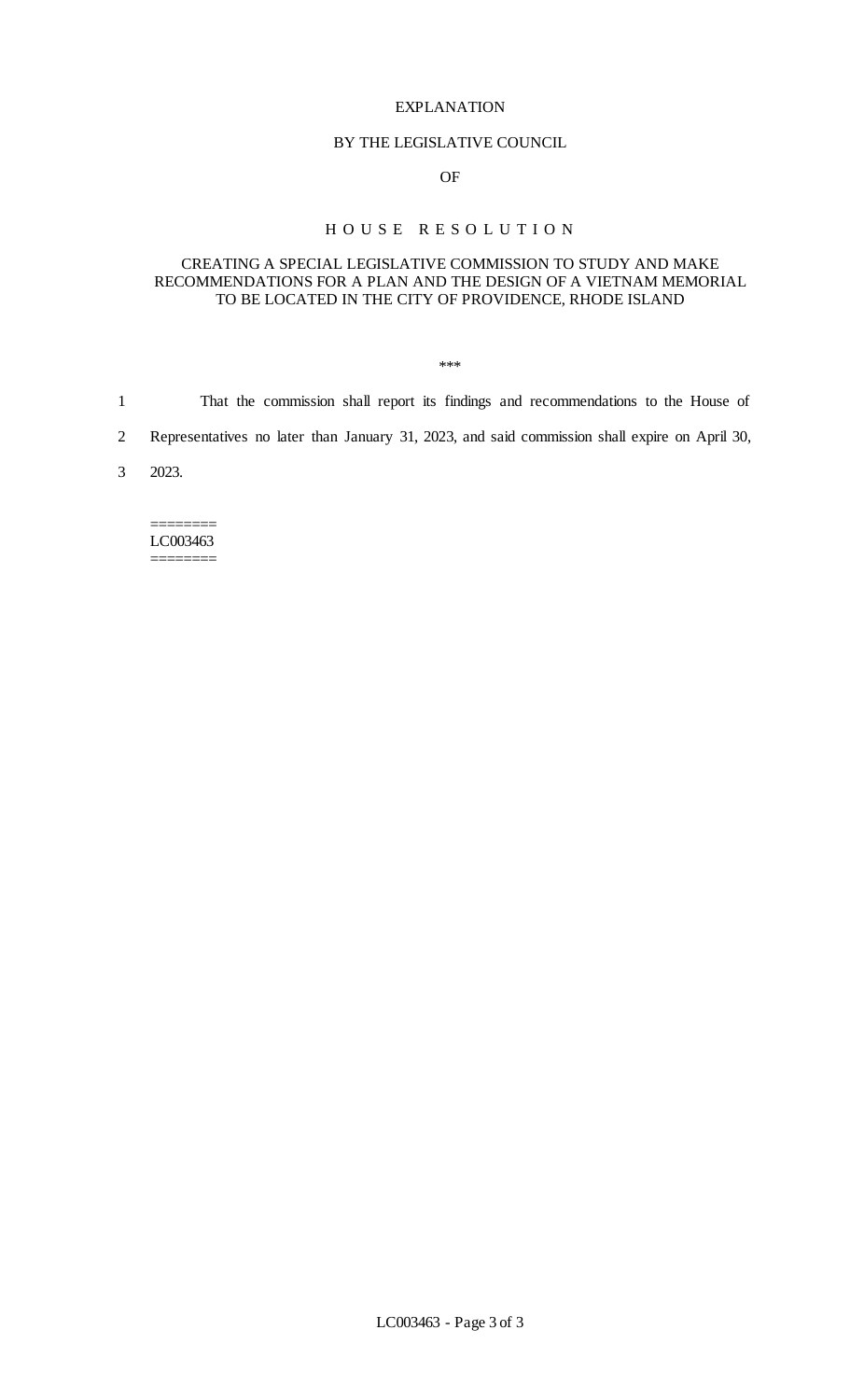EXPLANATION

BY THE LEGISLATIVE COUNCIL

OF

# H O U S E   R E S O L U T I O N

CREATING A SPECIAL LEGISLATIVE COMMISSION TO STUDY AND MAKE RECOMMENDATIONS FOR A PLAN AND THE DESIGN OF A VIETNAM MEMORIAL TO BE LOCATED IN THE CITY OF PROVIDENCE, RHODE ISLAND

***

1 That the commission shall report its findings and recommendations to the House of
2 Representatives no later than January 31, 2023, and said commission shall expire on April 30,
3 2023.

========
LC003463
========